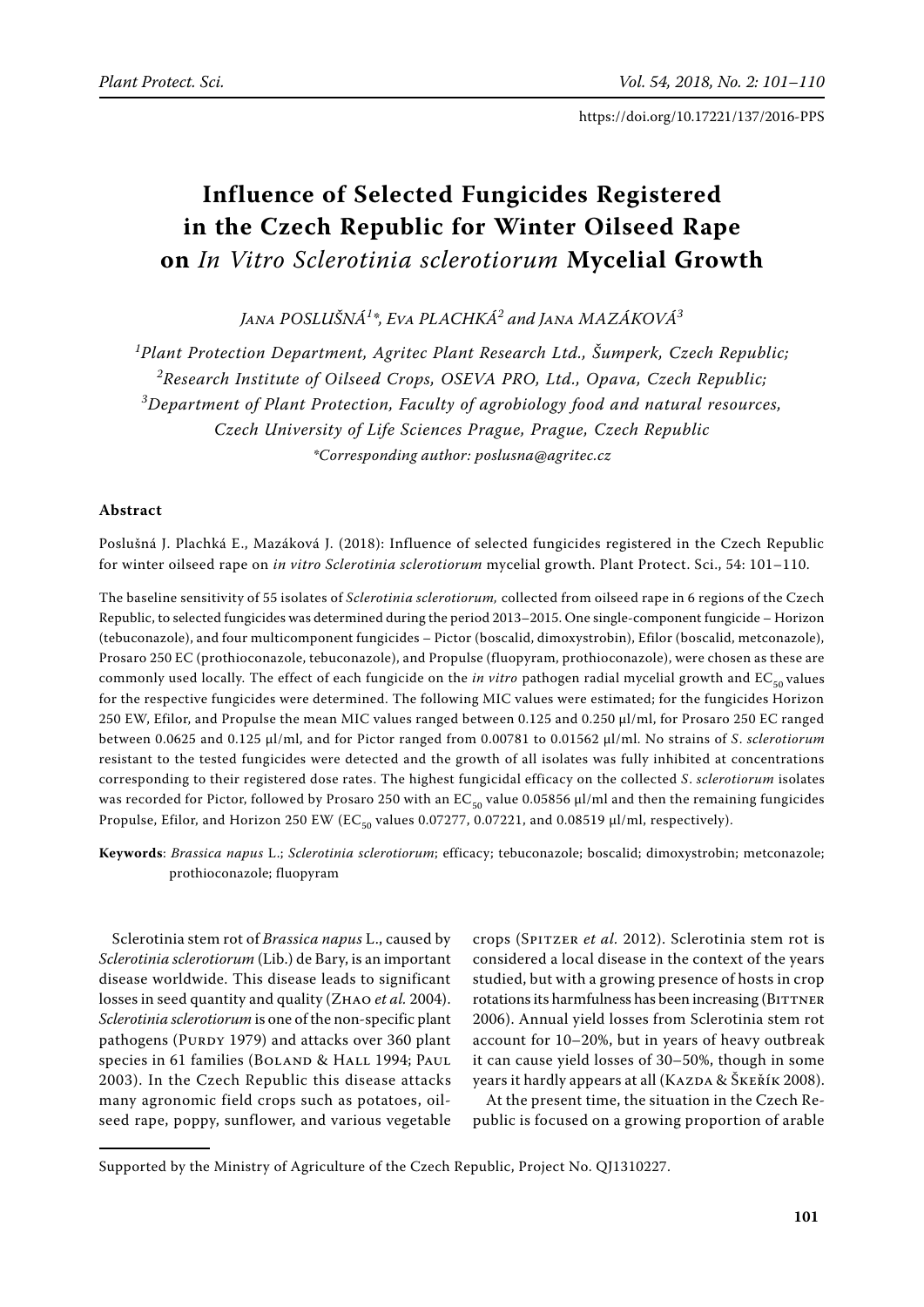# Influence of Selected Fungicides Registered in the Czech Republic for Winter Oilseed Rape on *In Vitro Sclerotinia sclerotiorum* Mycelial Growth

*Jana POSLUŠNÁ[1]\*, Eva PLACHKÁ[2] and Jana MAZÁKOVÁ[3]*

[1]*Plant Protection Department, Agritec Plant Research Ltd., Šumperk, Czech Republic;* [2]*Research Institute of Oilseed Crops, OSEVA PRO, Ltd., Opava, Czech Republic;* [3]*Department of Plant Protection, Faculty of agrobiology food and natural resources, Czech University of Life Sciences Prague, Prague, Czech Republic*

*\*Corresponding author: poslusna@agritec.cz*

## Abstract

Poslušná J. Plachká E., Mazáková J. (2018): Influence of selected fungicides registered in the Czech Republic for winter oilseed rape on *in vitro Sclerotinia sclerotiorum* mycelial growth. Plant Protect. Sci., 54: 101–110.

The baseline sensitivity of 55 isolates of *Sclerotinia sclerotiorum,* collected from oilseed rape in 6 regions of the Czech Republic, to selected fungicides was determined during the period 2013–2015. One single-component fungicide – Horizon (tebuconazole), and four multicomponent fungicides – Pictor (boscalid, dimoxystrobin), Efilor (boscalid, metconazole), Prosaro 250 EC (prothioconazole, tebuconazole), and Propulse (fluopyram, prothioconazole), were chosen as these are commonly used locally. The effect of each fungicide on the *in vitro* pathogen radial mycelial growth and $EC_{50}$ values for the respective fungicides were determined. The following MIC values were estimated; for the fungicides Horizon 250 EW, Efilor, and Propulse the mean MIC values ranged between 0.125 and 0.250 µl/ml, for Prosaro 250 EC ranged between 0.0625 and 0.125 µl/ml, and for Pictor ranged from 0.00781 to 0.01562 µl/ml. No strains of *S. sclerotiorum* resistant to the tested fungicides were detected and the growth of all isolates was fully inhibited at concentrations corresponding to their registered dose rates. The highest fungicidal efficacy on the collected *S. sclerotiorum* isolates was recorded for Pictor, followed by Prosaro 250 with an $EC_{50}$ value 0.05856 µl/ml and then the remaining fungicides Propulse, Efilor, and Horizon 250 EW ($EC_{50}$ values 0.07277, 0.07221, and 0.08519 µl/ml, respectively).

**Keywords**: *Brassica napus* L.; *Sclerotinia sclerotiorum*; efficacy; tebuconazole; boscalid; dimoxystrobin; metconazole; prothioconazole; fluopyram

Sclerotinia stem rot of *Brassica napus* L., caused by *Sclerotinia sclerotiorum* (Lib.) de Bary, is an important disease worldwide. This disease leads to significant losses in seed quantity and quality (Zhao *et al.* 2004). *Sclerotinia sclerotiorum* is one of the non-specific plant pathogens (Purdy 1979) and attacks over 360 plant species in 61 families (Boland & Hall 1994; Paul 2003). In the Czech Republic this disease attacks many agronomic field crops such as potatoes, oilseed rape, poppy, sunflower, and various vegetable crops (Spitzer *et al.* 2012). Sclerotinia stem rot is considered a local disease in the context of the years studied, but with a growing presence of hosts in crop rotations its harmfulness has been increasing (Bittner 2006). Annual yield losses from Sclerotinia stem rot account for 10–20%, but in years of heavy outbreak it can cause yield losses of 30–50%, though in some years it hardly appears at all (Kazda & Škeřík 2008).

At the present time, the situation in the Czech Republic is focused on a growing proportion of arable

Supported by the Ministry of Agriculture of the Czech Republic, Project No. QJ1310227.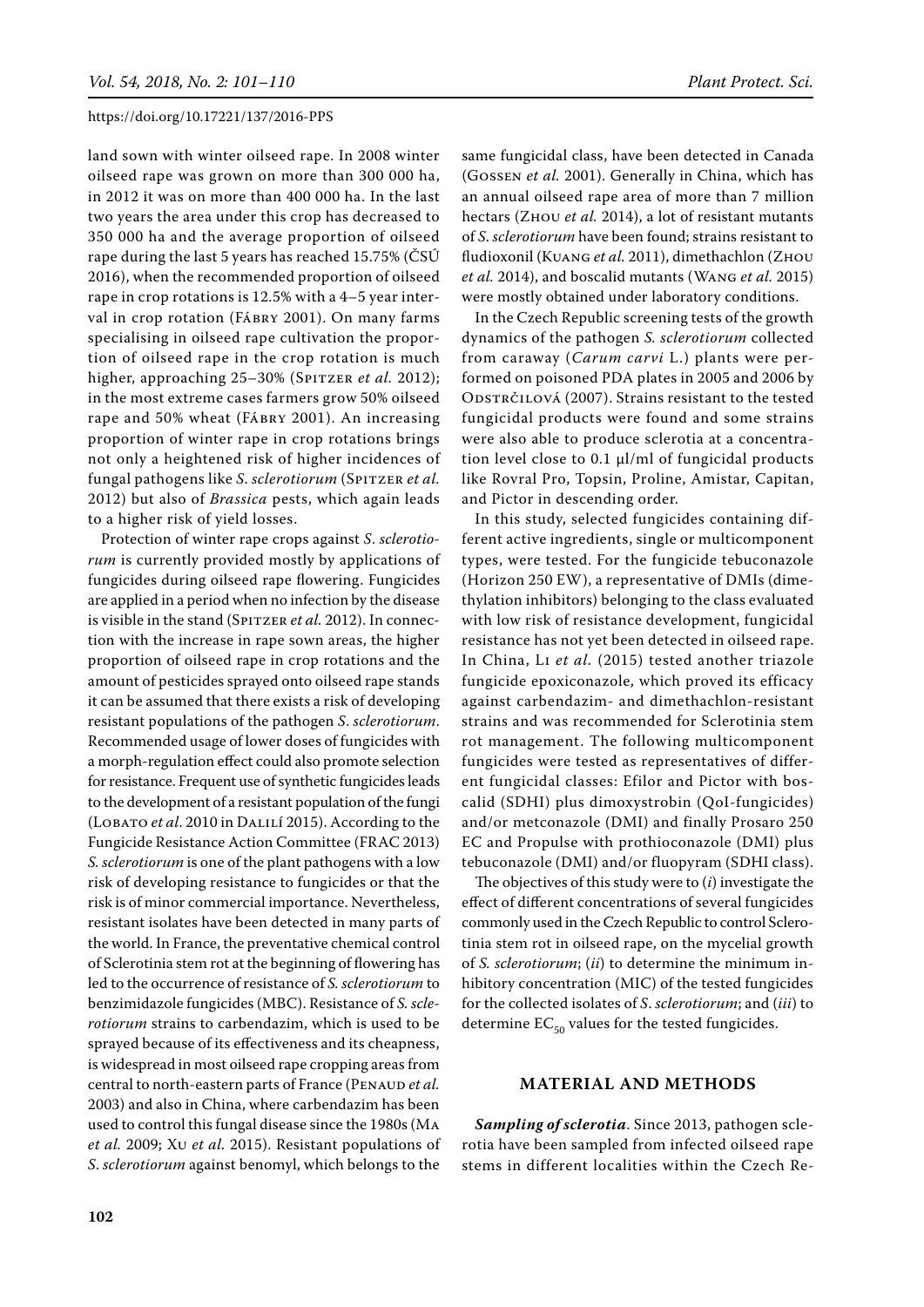land sown with winter oilseed rape. In 2008 winter oilseed rape was grown on more than 300 000 ha, in 2012 it was on more than 400 000 ha. In the last two years the area under this crop has decreased to 350 000 ha and the average proportion of oilseed rape during the last 5 years has reached 15.75% (ČSÚ 2016), when the recommended proportion of oilseed rape in crop rotations is 12.5% with a 4–5 year interval in crop rotation (Fábry 2001). On many farms specialising in oilseed rape cultivation the proportion of oilseed rape in the crop rotation is much higher, approaching 25–30% (Spitzer *et al.* 2012); in the most extreme cases farmers grow 50% oilseed rape and 50% wheat (Fábry 2001). An increasing proportion of winter rape in crop rotations brings not only a heightened risk of higher incidences of fungal pathogens like *S. sclerotiorum* (Spitzer *et al.* 2012) but also of *Brassica* pests, which again leads to a higher risk of yield losses.

Protection of winter rape crops against *S. sclerotiorum* is currently provided mostly by applications of fungicides during oilseed rape flowering. Fungicides are applied in a period when no infection by the disease is visible in the stand (Spitzer *et al.* 2012). In connection with the increase in rape sown areas, the higher proportion of oilseed rape in crop rotations and the amount of pesticides sprayed onto oilseed rape stands it can be assumed that there exists a risk of developing resistant populations of the pathogen *S. sclerotiorum*. Recommended usage of lower doses of fungicides with a morph-regulation effect could also promote selection for resistance. Frequent use of synthetic fungicides leads to the development of a resistant population of the fungi (Lobato *et al*. 2010 in Dalilí 2015). According to the Fungicide Resistance Action Committee (FRAC 2013) *S. sclerotiorum* is one of the plant pathogens with a low risk of developing resistance to fungicides or that the risk is of minor commercial importance. Nevertheless, resistant isolates have been detected in many parts of the world. In France, the preventative chemical control of Sclerotinia stem rot at the beginning of flowering has led to the occurrence of resistance of *S. sclerotiorum* to benzimidazole fungicides (MBC). Resistance of *S. sclerotiorum* strains to carbendazim, which is used to be sprayed because of its effectiveness and its cheapness, is widespread in most oilseed rape cropping areas from central to north-eastern parts of France (Penaud *et al.* 2003) and also in China, where carbendazim has been used to control this fungal disease since the 1980s (Ma *et al.* 2009; Xu *et al.* 2015). Resistant populations of *S. sclerotiorum* against benomyl, which belongs to the same fungicidal class, have been detected in Canada (Gossen *et al.* 2001). Generally in China, which has an annual oilseed rape area of more than 7 million hectars (Zhou *et al.* 2014), a lot of resistant mutants of *S. sclerotiorum* have been found; strains resistant to fludioxonil (Kuang *et al.* 2011), dimethachlon (Zhou *et al.* 2014), and boscalid mutants (Wang *et al.* 2015) were mostly obtained under laboratory conditions.

In the Czech Republic screening tests of the growth dynamics of the pathogen *S. sclerotiorum* collected from caraway (*Carum carvi* L.) plants were performed on poisoned PDA plates in 2005 and 2006 by Odstrčilová (2007). Strains resistant to the tested fungicidal products were found and some strains were also able to produce sclerotia at a concentration level close to 0.1 µl/ml of fungicidal products like Rovral Pro, Topsin, Proline, Amistar, Capitan, and Pictor in descending order.

In this study, selected fungicides containing different active ingredients, single or multicomponent types, were tested. For the fungicide tebuconazole (Horizon 250 EW), a representative of DMIs (dimethylation inhibitors) belonging to the class evaluated with low risk of resistance development, fungicidal resistance has not yet been detected in oilseed rape. In China, Li *et al.* (2015) tested another triazole fungicide epoxiconazole, which proved its efficacy against carbendazim- and dimethachlon-resistant strains and was recommended for Sclerotinia stem rot management. The following multicomponent fungicides were tested as representatives of different fungicidal classes: Efilor and Pictor with boscalid (SDHI) plus dimoxystrobin (QoI-fungicides) and/or metconazole (DMI) and finally Prosaro 250 EC and Propulse with prothioconazole (DMI) plus tebuconazole (DMI) and/or fluopyram (SDHI class).

The objectives of this study were to (*i*) investigate the effect of different concentrations of several fungicides commonly used in the Czech Republic to control Sclerotinia stem rot in oilseed rape, on the mycelial growth of *S. sclerotiorum*; (*ii*) to determine the minimum inhibitory concentration (MIC) of the tested fungicides for the collected isolates of *S. sclerotiorum*; and (*iii*) to determine $EC_{50}$ values for the tested fungicides.

## MATERIAL AND METHODS

***Sampling of sclerotia***. Since 2013, pathogen sclerotia have been sampled from infected oilseed rape stems in different localities within the Czech Re-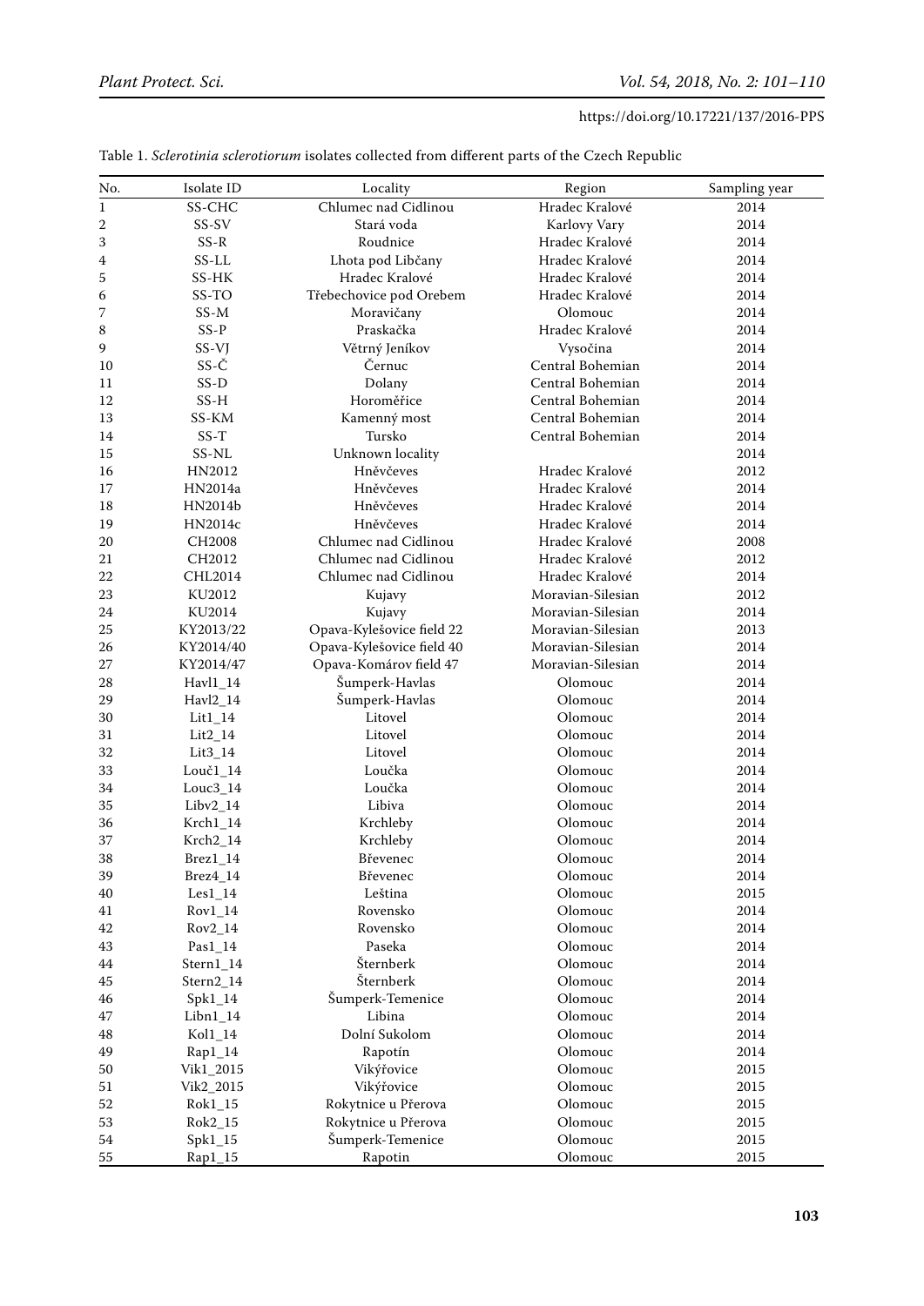Table 1. *Sclerotinia sclerotiorum* isolates collected from different parts of the Czech Republic

| No. | Isolate ID | Locality | Region | Sampling year |
|---|---|---|---|---|
| 1 | SS-CHC | Chlumec nad Cidlinou | Hradec Kralové | 2014 |
| 2 | SS-SV | Stará voda | Karlovy Vary | 2014 |
| 3 | SS-R | Roudnice | Hradec Kralové | 2014 |
| 4 | SS-LL | Lhota pod Libčany | Hradec Kralové | 2014 |
| 5 | SS-HK | Hradec Kralové | Hradec Kralové | 2014 |
| 6 | SS-TO | Třebechovice pod Orebem | Hradec Kralové | 2014 |
| 7 | SS-M | Moravičany | Olomouc | 2014 |
| 8 | SS-P | Praskačka | Hradec Kralové | 2014 |
| 9 | SS-VJ | Větrný Jeníkov | Vysočina | 2014 |
| 10 | SS-Č | Černuc | Central Bohemian | 2014 |
| 11 | SS-D | Dolany | Central Bohemian | 2014 |
| 12 | SS-H | Horoměřice | Central Bohemian | 2014 |
| 13 | SS-KM | Kamenný most | Central Bohemian | 2014 |
| 14 | SS-T | Tursko | Central Bohemian | 2014 |
| 15 | SS-NL | Unknown locality | | 2014 |
| 16 | HN2012 | Hněvčeves | Hradec Kralové | 2012 |
| 17 | HN2014a | Hněvčeves | Hradec Kralové | 2014 |
| 18 | HN2014b | Hněvčeves | Hradec Kralové | 2014 |
| 19 | HN2014c | Hněvčeves | Hradec Kralové | 2014 |
| 20 | CH2008 | Chlumec nad Cidlinou | Hradec Kralové | 2008 |
| 21 | CH2012 | Chlumec nad Cidlinou | Hradec Kralové | 2012 |
| 22 | CHL2014 | Chlumec nad Cidlinou | Hradec Kralové | 2014 |
| 23 | KU2012 | Kujavy | Moravian-Silesian | 2012 |
| 24 | KU2014 | Kujavy | Moravian-Silesian | 2014 |
| 25 | KY2013/22 | Opava-Kylešovice field 22 | Moravian-Silesian | 2013 |
| 26 | KY2014/40 | Opava-Kylešovice field 40 | Moravian-Silesian | 2014 |
| 27 | KY2014/47 | Opava-Komárov field 47 | Moravian-Silesian | 2014 |
| 28 | Havl1_14 | Šumperk-Havlas | Olomouc | 2014 |
| 29 | Havl2_14 | Šumperk-Havlas | Olomouc | 2014 |
| 30 | Lit1_14 | Litovel | Olomouc | 2014 |
| 31 | Lit2_14 | Litovel | Olomouc | 2014 |
| 32 | Lit3_14 | Litovel | Olomouc | 2014 |
| 33 | Louč1_14 | Loučka | Olomouc | 2014 |
| 34 | Louc3_14 | Loučka | Olomouc | 2014 |
| 35 | Libv2_14 | Libiva | Olomouc | 2014 |
| 36 | Krch1_14 | Krchleby | Olomouc | 2014 |
| 37 | Krch2_14 | Krchleby | Olomouc | 2014 |
| 38 | Brez1_14 | Břevenec | Olomouc | 2014 |
| 39 | Brez4_14 | Břevenec | Olomouc | 2014 |
| 40 | Les1_14 | Leština | Olomouc | 2015 |
| 41 | Rov1_14 | Rovensko | Olomouc | 2014 |
| 42 | Rov2_14 | Rovensko | Olomouc | 2014 |
| 43 | Pas1_14 | Paseka | Olomouc | 2014 |
| 44 | Stern1_14 | Šternberk | Olomouc | 2014 |
| 45 | Stern2_14 | Šternberk | Olomouc | 2014 |
| 46 | Spk1_14 | Šumperk-Temenice | Olomouc | 2014 |
| 47 | Libn1_14 | Libina | Olomouc | 2014 |
| 48 | Kol1_14 | Dolní Sukolom | Olomouc | 2014 |
| 49 | Rap1_14 | Rapotín | Olomouc | 2014 |
| 50 | Vik1_2015 | Vikýřovice | Olomouc | 2015 |
| 51 | Vik2_2015 | Vikýřovice | Olomouc | 2015 |
| 52 | Rok1_15 | Rokytnice u Přerova | Olomouc | 2015 |
| 53 | Rok2_15 | Rokytnice u Přerova | Olomouc | 2015 |
| 54 | Spk1_15 | Šumperk-Temenice | Olomouc | 2015 |
| 55 | Rap1_15 | Rapotin | Olomouc | 2015 |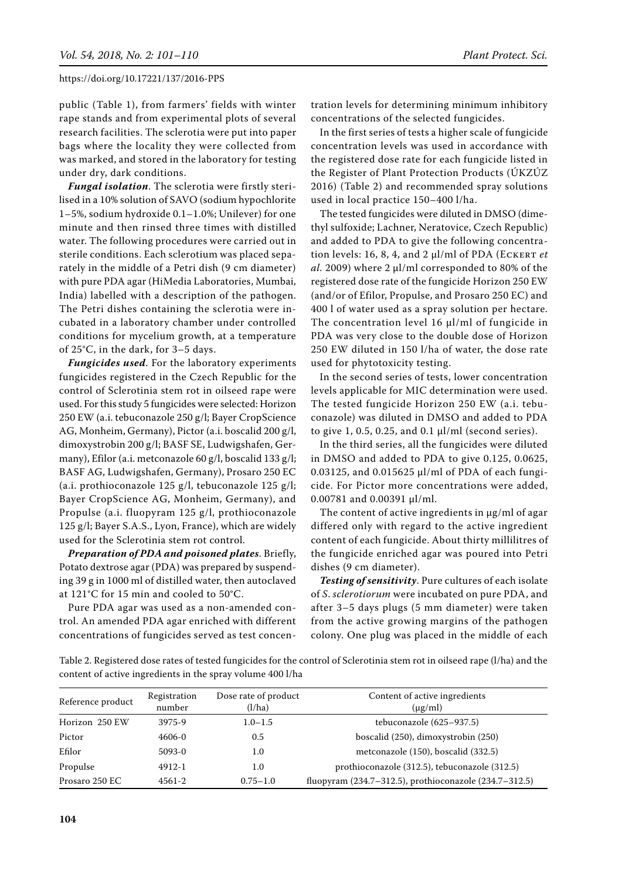public (Table 1), from farmers' fields with winter rape stands and from experimental plots of several research facilities. The sclerotia were put into paper bags where the locality they were collected from was marked, and stored in the laboratory for testing under dry, dark conditions.

***Fungal isolation***. The sclerotia were firstly sterilised in a 10% solution of SAVO (sodium hypochlorite 1–5%, sodium hydroxide 0.1–1.0%; Unilever) for one minute and then rinsed three times with distilled water. The following procedures were carried out in sterile conditions. Each sclerotium was placed separately in the middle of a Petri dish (9 cm diameter) with pure PDA agar (HiMedia Laboratories, Mumbai, India) labelled with a description of the pathogen. The Petri dishes containing the sclerotia were incubated in a laboratory chamber under controlled conditions for mycelium growth, at a temperature of 25°C, in the dark, for 3–5 days.

***Fungicides used***. For the laboratory experiments fungicides registered in the Czech Republic for the control of Sclerotinia stem rot in oilseed rape were used. For this study 5 fungicides were selected: Horizon 250 EW (a.i. tebuconazole 250 g/l; Bayer CropScience AG, Monheim, Germany), Pictor (a.i. boscalid 200 g/l, dimoxystrobin 200 g/l; BASF SE, Ludwigshafen, Germany), Efilor (a.i. metconazole 60 g/l, boscalid 133 g/l; BASF AG, Ludwigshafen, Germany), Prosaro 250 EC (a.i. prothioconazole 125 g/l, tebuconazole 125 g/l; Bayer CropScience AG, Monheim, Germany), and Propulse (a.i. fluopyram 125 g/l, prothioconazole 125 g/l; Bayer S.A.S., Lyon, France), which are widely used for the Sclerotinia stem rot control.

***Preparation of PDA and poisoned plates***. Briefly, Potato dextrose agar (PDA) was prepared by suspending 39 g in 1000 ml of distilled water, then autoclaved at 121°C for 15 min and cooled to 50°C.

Pure PDA agar was used as a non-amended control. An amended PDA agar enriched with different concentrations of fungicides served as test concentration levels for determining minimum inhibitory concentrations of the selected fungicides.

In the first series of tests a higher scale of fungicide concentration levels was used in accordance with the registered dose rate for each fungicide listed in the Register of Plant Protection Products (ÚKZÚZ 2016) (Table 2) and recommended spray solutions used in local practice 150–400 l/ha.

The tested fungicides were diluted in DMSO (dimethyl sulfoxide; Lachner, Neratovice, Czech Republic) and added to PDA to give the following concentration levels: 16, 8, 4, and 2 µl/ml of PDA (Eckert *et al.* 2009) where 2 µl/ml corresponded to 80% of the registered dose rate of the fungicide Horizon 250 EW (and/or of Efilor, Propulse, and Prosaro 250 EC) and 400 l of water used as a spray solution per hectare. The concentration level 16 µl/ml of fungicide in PDA was very close to the double dose of Horizon 250 EW diluted in 150 l/ha of water, the dose rate used for phytotoxicity testing.

In the second series of tests, lower concentration levels applicable for MIC determination were used. The tested fungicide Horizon 250 EW (a.i. tebuconazole) was diluted in DMSO and added to PDA to give 1, 0.5, 0.25, and 0.1 µl/ml (second series).

In the third series, all the fungicides were diluted in DMSO and added to PDA to give 0.125, 0.0625, 0.03125, and 0.015625 µl/ml of PDA of each fungicide. For Pictor more concentrations were added, 0.00781 and 0.00391 µl/ml.

The content of active ingredients in µg/ml of agar differed only with regard to the active ingredient content of each fungicide. About thirty millilitres of the fungicide enriched agar was poured into Petri dishes (9 cm diameter).

***Testing of sensitivity***. Pure cultures of each isolate of *S. sclerotiorum* were incubated on pure PDA, and after 3–5 days plugs (5 mm diameter) were taken from the active growing margins of the pathogen colony. One plug was placed in the middle of each

Table 2. Registered dose rates of tested fungicides for the control of Sclerotinia stem rot in oilseed rape (l/ha) and the content of active ingredients in the spray volume 400 l/ha

| Reference product | Registration number | Dose rate of product (l/ha) | Content of active ingredients (µg/ml) |
|---|---|---|---|
| Horizon 250 EW | 3975-9 | 1.0–1.5 | tebuconazole (625–937.5) |
| Pictor | 4606-0 | 0.5 | boscalid (250), dimoxystrobin (250) |
| Efilor | 5093-0 | 1.0 | metconazole (150), boscalid (332.5) |
| Propulse | 4912-1 | 1.0 | prothioconazole (312.5), tebuconazole (312.5) |
| Prosaro 250 EC | 4561-2 | 0.75–1.0 | fluopyram (234.7–312.5), prothioconazole (234.7–312.5) |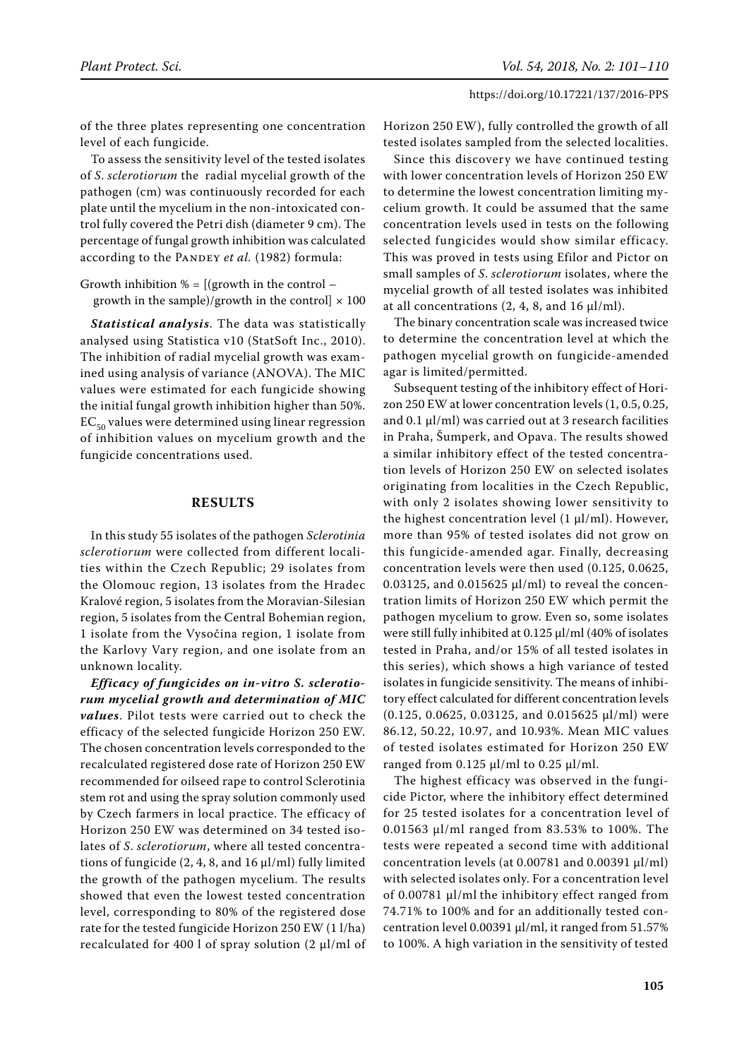of the three plates representing one concentration level of each fungicide.

To assess the sensitivity level of the tested isolates of *S. sclerotiorum* the radial mycelial growth of the pathogen (cm) was continuously recorded for each plate until the mycelium in the non-intoxicated control fully covered the Petri dish (diameter 9 cm). The percentage of fungal growth inhibition was calculated according to the Pandey *et al.* (1982) formula:

Growth inhibition % = [(growth in the control – growth in the sample)/growth in the control] × 100

***Statistical analysis***. The data was statistically analysed using Statistica v10 (StatSoft Inc., 2010). The inhibition of radial mycelial growth was examined using analysis of variance (ANOVA). The MIC values were estimated for each fungicide showing the initial fungal growth inhibition higher than 50%. $EC_{50}$ values were determined using linear regression of inhibition values on mycelium growth and the fungicide concentrations used.

## RESULTS

In this study 55 isolates of the pathogen *Sclerotinia sclerotiorum* were collected from different localities within the Czech Republic; 29 isolates from the Olomouc region, 13 isolates from the Hradec Kralové region, 5 isolates from the Moravian-Silesian region, 5 isolates from the Central Bohemian region, 1 isolate from the Vysočina region, 1 isolate from the Karlovy Vary region, and one isolate from an unknown locality.

***Efficacy of fungicides on in-vitro S. sclerotiorum mycelial growth and determination of MIC values***. Pilot tests were carried out to check the efficacy of the selected fungicide Horizon 250 EW. The chosen concentration levels corresponded to the recalculated registered dose rate of Horizon 250 EW recommended for oilseed rape to control Sclerotinia stem rot and using the spray solution commonly used by Czech farmers in local practice. The efficacy of Horizon 250 EW was determined on 34 tested isolates of *S. sclerotiorum*, where all tested concentrations of fungicide (2, 4, 8, and 16 μl/ml) fully limited the growth of the pathogen mycelium. The results showed that even the lowest tested concentration level, corresponding to 80% of the registered dose rate for the tested fungicide Horizon 250 EW (1 l/ha) recalculated for 400 l of spray solution (2 μl/ml of Horizon 250 EW), fully controlled the growth of all tested isolates sampled from the selected localities.

Since this discovery we have continued testing with lower concentration levels of Horizon 250 EW to determine the lowest concentration limiting mycelium growth. It could be assumed that the same concentration levels used in tests on the following selected fungicides would show similar efficacy. This was proved in tests using Efilor and Pictor on small samples of *S. sclerotiorum* isolates, where the mycelial growth of all tested isolates was inhibited at all concentrations (2, 4, 8, and 16 μl/ml).

The binary concentration scale was increased twice to determine the concentration level at which the pathogen mycelial growth on fungicide-amended agar is limited/permitted.

Subsequent testing of the inhibitory effect of Horizon 250 EW at lower concentration levels (1, 0.5, 0.25, and 0.1 μl/ml) was carried out at 3 research facilities in Praha, Šumperk, and Opava. The results showed a similar inhibitory effect of the tested concentration levels of Horizon 250 EW on selected isolates originating from localities in the Czech Republic, with only 2 isolates showing lower sensitivity to the highest concentration level (1 μl/ml). However, more than 95% of tested isolates did not grow on this fungicide-amended agar. Finally, decreasing concentration levels were then used (0.125, 0.0625, 0.03125, and 0.015625 μl/ml) to reveal the concentration limits of Horizon 250 EW which permit the pathogen mycelium to grow. Even so, some isolates were still fully inhibited at 0.125 μl/ml (40% of isolates tested in Praha, and/or 15% of all tested isolates in this series), which shows a high variance of tested isolates in fungicide sensitivity. The means of inhibitory effect calculated for different concentration levels (0.125, 0.0625, 0.03125, and 0.015625 μl/ml) were 86.12, 50.22, 10.97, and 10.93%. Mean MIC values of tested isolates estimated for Horizon 250 EW ranged from 0.125 μl/ml to 0.25 μl/ml.

The highest efficacy was observed in the fungicide Pictor, where the inhibitory effect determined for 25 tested isolates for a concentration level of 0.01563 μl/ml ranged from 83.53% to 100%. The tests were repeated a second time with additional concentration levels (at 0.00781 and 0.00391 μl/ml) with selected isolates only. For a concentration level of 0.00781 μl/ml the inhibitory effect ranged from 74.71% to 100% and for an additionally tested concentration level 0.00391 μl/ml, it ranged from 51.57% to 100%. A high variation in the sensitivity of tested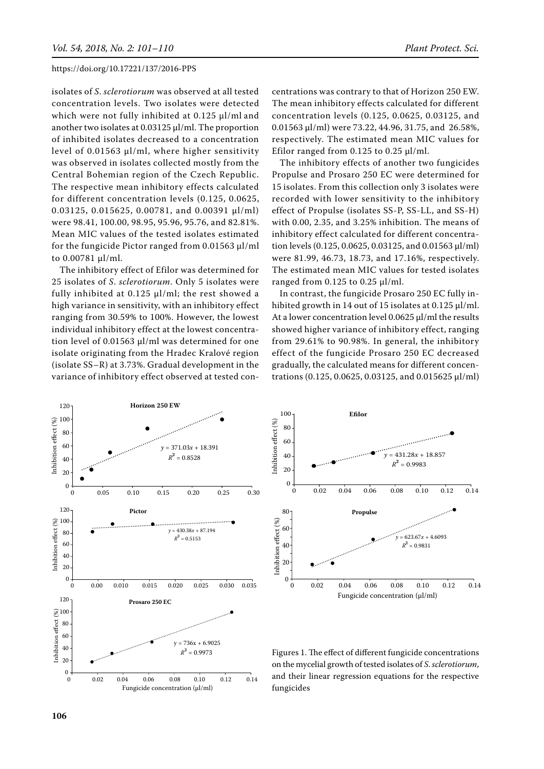isolates of *S. sclerotiorum* was observed at all tested concentration levels. Two isolates were detected which were not fully inhibited at 0.125 µl/ml and another two isolates at 0.03125 µl/ml. The proportion of inhibited isolates decreased to a concentration level of 0.01563 µl/ml, where higher sensitivity was observed in isolates collected mostly from the Central Bohemian region of the Czech Republic. The respective mean inhibitory effects calculated for different concentration levels (0.125, 0.0625, 0.03125, 0.015625, 0.00781, and 0.00391 µl/ml) were 98.41, 100.00, 98.95, 95.96, 95.76, and 82.81%. Mean MIC values of the tested isolates estimated for the fungicide Pictor ranged from 0.01563 µl/ml to 0.00781 µl/ml.

The inhibitory effect of Efilor was determined for 25 isolates of *S. sclerotiorum*. Only 5 isolates were fully inhibited at 0.125 µl/ml; the rest showed a high variance in sensitivity, with an inhibitory effect ranging from 30.59% to 100%. However, the lowest individual inhibitory effect at the lowest concentration level of 0.01563 µl/ml was determined for one isolate originating from the Hradec Kralové region (isolate SS–R) at 3.73%. Gradual development in the variance of inhibitory effect observed at tested concentrations was contrary to that of Horizon 250 EW. The mean inhibitory effects calculated for different concentration levels (0.125, 0.0625, 0.03125, and 0.01563 µl/ml) were 73.22, 44.96, 31.75, and 26.58%, respectively. The estimated mean MIC values for Efilor ranged from 0.125 to 0.25 µl/ml.

The inhibitory effects of another two fungicides Propulse and Prosaro 250 EC were determined for 15 isolates. From this collection only 3 isolates were recorded with lower sensitivity to the inhibitory effect of Propulse (isolates SS-P, SS-LL, and SS-H) with 0.00, 2.35, and 3.25% inhibition. The means of inhibitory effect calculated for different concentration levels (0.125, 0.0625, 0.03125, and 0.01563 µl/ml) were 81.99, 46.73, 18.73, and 17.16%, respectively. The estimated mean MIC values for tested isolates ranged from 0.125 to 0.25 µl/ml.

In contrast, the fungicide Prosaro 250 EC fully inhibited growth in 14 out of 15 isolates at 0.125 µl/ml. At a lower concentration level 0.0625 µl/ml the results showed higher variance of inhibitory effect, ranging from 29.61% to 90.98%. In general, the inhibitory effect of the fungicide Prosaro 250 EC decreased gradually, the calculated means for different concentrations (0.125, 0.0625, 0.03125, and 0.015625 µl/ml)

Horizon 250 EW: $y = 371.03x + 18.391$, $R^2 = 0.8528$

Efilor: $y = 431.28x + 18.857$, $R^2 = 0.9983$

Pictor: $y = 430.38x + 87.194$, $R^2 = 0.5153$

Propulse: $y = 623.67x + 4.6093$, $R^2 = 0.9831$

Prosaro 250 EC: $y = 736x + 6.9025$, $R^2 = 0.9973$

Figures 1. The effect of different fungicide concentrations on the mycelial growth of tested isolates of *S. sclerotiorum*, and their linear regression equations for the respective fungicides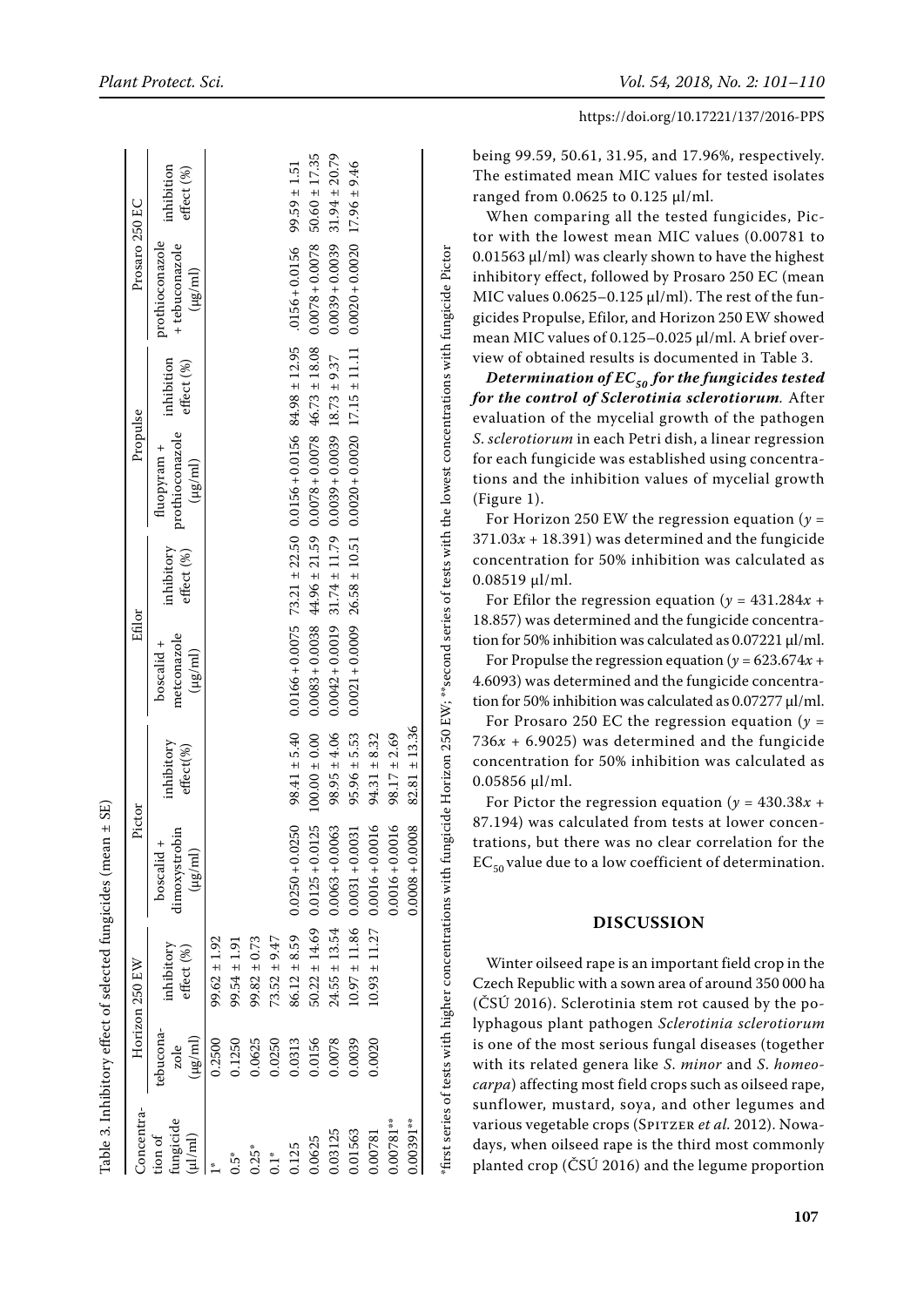Table 3. Inhibitory effect of selected fungicides (mean ± SE)

| Concentration of fungicide (µl/ml) | Horizon 250 EW | | Pictor | | Efilor | | Propulse | | Prosaro 250 EC | |
|---|---|---|---|---|---|---|---|---|---|---|
| | tebuconazole (µg/ml) | inhibitory effect (%) | boscalid + dimoxystrobin (µg/ml) | inhibitory effect(%) | boscalid + metconazole (µg/ml) | inhibitory effect (%) | fluopyram + prothioconazole (µg/ml) | inhibition effect (%) | prothioconazole + tebuconazole (µg/ml) | inhibition effect (%) |
| 1* | 0.2500 | 99.62 ± 1.92 | | | | | | | | |
| 0.5* | 0.1250 | 99.54 ± 1.91 | | | | | | | | |
| 0.25* | 0.0625 | 99.82 ± 0.73 | | | | | | | | |
| 0.1* | 0.0250 | 73.52 ± 9.47 | | | | | | | | |
| 0.125 | 0.0313 | 86.12 ± 8.59 | 0.0250 + 0.0250 | 98.41 ± 5.40 | 0.0166 + 0.0075 | 73.21 ± 22.50 | 0.0156 + 0.0156 | 84.98 ± 12.95 | .0156 + 0.0156 | 99.59 ± 1.51 |
| 0.0625 | 0.0156 | 50.22 ± 14.69 | 0.0125 + 0.0125 | 100.00 ± 0.00 | 0.0083 + 0.0038 | 44.96 ± 21.59 | 0.0078 + 0.0078 | 46.73 ± 18.08 | 0.0078 + 0.0078 | 50.60 ± 17.35 |
| 0.03125 | 0.0078 | 24.55 ± 13.54 | 0.0063 + 0.0063 | 98.95 ± 4.06 | 0.0042 + 0.0019 | 31.74 ± 11.79 | 0.0039 + 0.0039 | 18.73 ± 9.37 | 0.0039 + 0.0039 | 31.94 ± 20.79 |
| 0.01563 | 0.0039 | 10.97 ± 11.86 | 0.0031 + 0.0031 | 95.96 ± 5.53 | 0.0021 + 0.0009 | 26.58 ± 10.51 | 0.0020 + 0.0020 | 17.15 ± 11.11 | 0.0020 + 0.0020 | 17.96 ± 9.46 |
| 0.00781 | 0.0020 | 10.93 ± 11.27 | 0.0016 + 0.0016 | 94.31 ± 8.32 | | | | | | |
| 0.00781** | | | 0.0016 + 0.0016 | 98.17 ± 2.69 | | | | | | |
| 0.00391** | | | 0.0008 + 0.0008 | 82.81 ± 13.36 | | | | | | |

*first series of tests with higher concentrations with fungicide Horizon 250 EW; **second series of tests with the lowest concentrations with fungicide Pictor

being 99.59, 50.61, 31.95, and 17.96%, respectively. The estimated mean MIC values for tested isolates ranged from 0.0625 to 0.125 µl/ml.

When comparing all the tested fungicides, Pictor with the lowest mean MIC values (0.00781 to 0.01563 µl/ml) was clearly shown to have the highest inhibitory effect, followed by Prosaro 250 EC (mean MIC values 0.0625–0.125 µl/ml). The rest of the fungicides Propulse, Efilor, and Horizon 250 EW showed mean MIC values of 0.125–0.025 µl/ml. A brief overview of obtained results is documented in Table 3.

***Determination of $EC_{50}$ for the fungicides tested for the control of Sclerotinia sclerotiorum*.** After evaluation of the mycelial growth of the pathogen *S. sclerotiorum* in each Petri dish, a linear regression for each fungicide was established using concentrations and the inhibition values of mycelial growth (Figure 1).

For Horizon 250 EW the regression equation ($y = 371.03x + 18.391$) was determined and the fungicide concentration for 50% inhibition was calculated as 0.08519 µl/ml.

For Efilor the regression equation ($y = 431.284x + 18.857$) was determined and the fungicide concentration for 50% inhibition was calculated as 0.07221 µl/ml.

For Propulse the regression equation ($y = 623.674x + 4.6093$) was determined and the fungicide concentration for 50% inhibition was calculated as 0.07277 µl/ml.

For Prosaro 250 EC the regression equation ($y = 736x + 6.9025$) was determined and the fungicide concentration for 50% inhibition was calculated as 0.05856 µl/ml.

For Pictor the regression equation ($y = 430.38x + 87.194$) was calculated from tests at lower concentrations, but there was no clear correlation for the $EC_{50}$ value due to a low coefficient of determination.

## DISCUSSION

Winter oilseed rape is an important field crop in the Czech Republic with a sown area of around 350 000 ha (ČSÚ 2016). Sclerotinia stem rot caused by the polyphagous plant pathogen *Sclerotinia sclerotiorum* is one of the most serious fungal diseases (together with its related genera like *S. minor* and *S. homeocarpa*) affecting most field crops such as oilseed rape, sunflower, mustard, soya, and other legumes and various vegetable crops (Spitzer *et al.* 2012). Nowadays, when oilseed rape is the third most commonly planted crop (ČSÚ 2016) and the legume proportion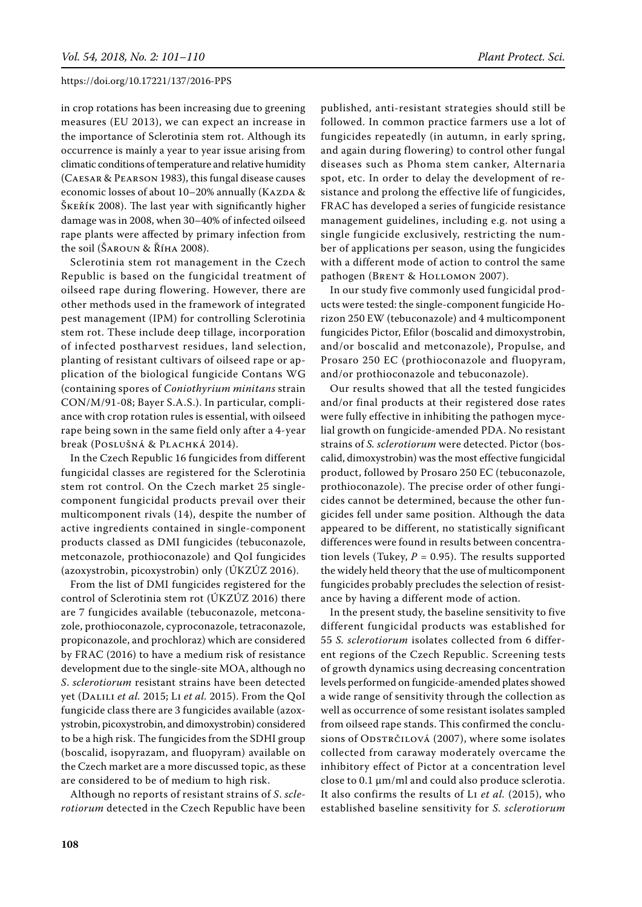in crop rotations has been increasing due to greening measures (EU 2013), we can expect an increase in the importance of Sclerotinia stem rot. Although its occurrence is mainly a year to year issue arising from climatic conditions of temperature and relative humidity (Caesar & Pearson 1983), this fungal disease causes economic losses of about 10–20% annually (Kazda & Škeřík 2008). The last year with significantly higher damage was in 2008, when 30–40% of infected oilseed rape plants were affected by primary infection from the soil (Šaroun & Říha 2008).

Sclerotinia stem rot management in the Czech Republic is based on the fungicidal treatment of oilseed rape during flowering. However, there are other methods used in the framework of integrated pest management (IPM) for controlling Sclerotinia stem rot. These include deep tillage, incorporation of infected postharvest residues, land selection, planting of resistant cultivars of oilseed rape or application of the biological fungicide Contans WG (containing spores of *Coniothyrium minitans* strain CON/M/91-08; Bayer S.A.S.). In particular, compliance with crop rotation rules is essential, with oilseed rape being sown in the same field only after a 4-year break (Poslušná & Plachká 2014).

In the Czech Republic 16 fungicides from different fungicidal classes are registered for the Sclerotinia stem rot control. On the Czech market 25 single-component fungicidal products prevail over their multicomponent rivals (14), despite the number of active ingredients contained in single-component products classed as DMI fungicides (tebuconazole, metconazole, prothioconazole) and QoI fungicides (azoxystrobin, picoxystrobin) only (ÚKZÚZ 2016).

From the list of DMI fungicides registered for the control of Sclerotinia stem rot (ÚKZÚZ 2016) there are 7 fungicides available (tebuconazole, metconazole, prothioconazole, cyproconazole, tetraconazole, propiconazole, and prochloraz) which are considered by FRAC (2016) to have a medium risk of resistance development due to the single-site MOA, although no *S. sclerotiorum* resistant strains have been detected yet (Dalili *et al.* 2015; Li *et al.* 2015). From the QoI fungicide class there are 3 fungicides available (azoxystrobin, picoxystrobin, and dimoxystrobin) considered to be a high risk. The fungicides from the SDHI group (boscalid, isopyrazam, and fluopyram) available on the Czech market are a more discussed topic, as these are considered to be of medium to high risk.

Although no reports of resistant strains of *S. sclerotiorum* detected in the Czech Republic have been published, anti-resistant strategies should still be followed. In common practice farmers use a lot of fungicides repeatedly (in autumn, in early spring, and again during flowering) to control other fungal diseases such as Phoma stem canker, Alternaria spot, etc. In order to delay the development of resistance and prolong the effective life of fungicides, FRAC has developed a series of fungicide resistance management guidelines, including e.g. not using a single fungicide exclusively, restricting the number of applications per season, using the fungicides with a different mode of action to control the same pathogen (Brent & Hollomon 2007).

In our study five commonly used fungicidal products were tested: the single-component fungicide Horizon 250 EW (tebuconazole) and 4 multicomponent fungicides Pictor, Efilor (boscalid and dimoxystrobin, and/or boscalid and metconazole), Propulse, and Prosaro 250 EC (prothioconazole and fluopyram, and/or prothioconazole and tebuconazole).

Our results showed that all the tested fungicides and/or final products at their registered dose rates were fully effective in inhibiting the pathogen mycelial growth on fungicide-amended PDA. No resistant strains of *S. sclerotiorum* were detected. Pictor (boscalid, dimoxystrobin) was the most effective fungicidal product, followed by Prosaro 250 EC (tebuconazole, prothioconazole). The precise order of other fungicides cannot be determined, because the other fungicides fell under same position. Although the data appeared to be different, no statistically significant differences were found in results between concentration levels (Tukey, $P = 0.95$). The results supported the widely held theory that the use of multicomponent fungicides probably precludes the selection of resistance by having a different mode of action.

In the present study, the baseline sensitivity to five different fungicidal products was established for 55 *S. sclerotiorum* isolates collected from 6 different regions of the Czech Republic. Screening tests of growth dynamics using decreasing concentration levels performed on fungicide-amended plates showed a wide range of sensitivity through the collection as well as occurrence of some resistant isolates sampled from oilseed rape stands. This confirmed the conclusions of Odstrčilová (2007), where some isolates collected from caraway moderately overcame the inhibitory effect of Pictor at a concentration level close to 0.1 µm/ml and could also produce sclerotia. It also confirms the results of Li *et al.* (2015), who established baseline sensitivity for *S. sclerotiorum*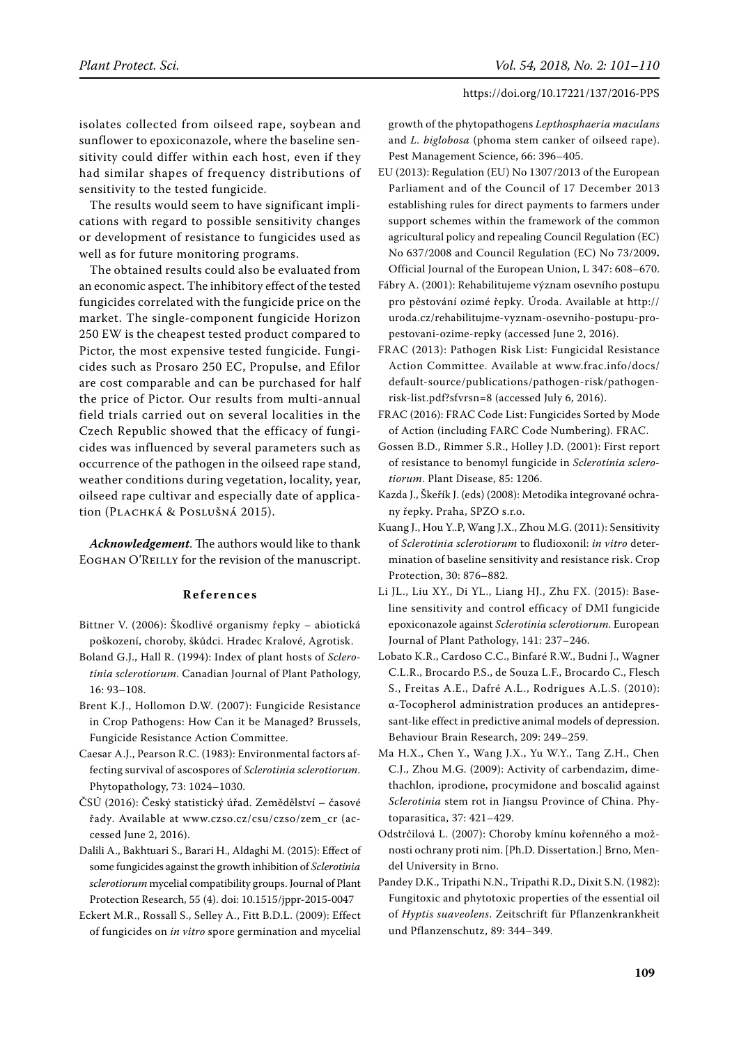isolates collected from oilseed rape, soybean and sunflower to epoxiconazole, where the baseline sensitivity could differ within each host, even if they had similar shapes of frequency distributions of sensitivity to the tested fungicide.

The results would seem to have significant implications with regard to possible sensitivity changes or development of resistance to fungicides used as well as for future monitoring programs.

The obtained results could also be evaluated from an economic aspect. The inhibitory effect of the tested fungicides correlated with the fungicide price on the market. The single-component fungicide Horizon 250 EW is the cheapest tested product compared to Pictor, the most expensive tested fungicide. Fungicides such as Prosaro 250 EC, Propulse, and Efilor are cost comparable and can be purchased for half the price of Pictor. Our results from multi-annual field trials carried out on several localities in the Czech Republic showed that the efficacy of fungicides was influenced by several parameters such as occurrence of the pathogen in the oilseed rape stand, weather conditions during vegetation, locality, year, oilseed rape cultivar and especially date of application (Plachká & Poslušná 2015).

***Acknowledgement***. The authors would like to thank Eoghan O'Reilly for the revision of the manuscript.

## References

Bittner V. (2006): Škodlivé organismy řepky – abiotická poškození, choroby, škůdci. Hradec Kralové, Agrotisk.

Boland G.J., Hall R. (1994): Index of plant hosts of *Sclerotinia sclerotiorum*. Canadian Journal of Plant Pathology, 16: 93–108.

Brent K.J., Hollomon D.W. (2007): Fungicide Resistance in Crop Pathogens: How Can it be Managed? Brussels, Fungicide Resistance Action Committee.

Caesar A.J., Pearson R.C. (1983): Environmental factors affecting survival of ascospores of *Sclerotinia sclerotiorum*. Phytopathology, 73: 1024–1030.

ČSÚ (2016): Český statistický úřad. Zemědělství – časové řady. Available at www.czso.cz/csu/czso/zem_cr (accessed June 2, 2016).

Dalili A., Bakhtuari S., Barari H., Aldaghi M. (2015): Effect of some fungicides against the growth inhibition of *Sclerotinia sclerotiorum* mycelial compatibility groups. Journal of Plant Protection Research, 55 (4). doi: 10.1515/jppr-2015-0047

Eckert M.R., Rossall S., Selley A., Fitt B.D.L. (2009): Effect of fungicides on *in vitro* spore germination and mycelial growth of the phytopathogens *Lepthosphaeria maculans* and *L. biglobosa* (phoma stem canker of oilseed rape). Pest Management Science, 66: 396–405.

EU (2013): Regulation (EU) No 1307/2013 of the European Parliament and of the Council of 17 December 2013 establishing rules for direct payments to farmers under support schemes within the framework of the common agricultural policy and repealing Council Regulation (EC) No 637/2008 and Council Regulation (EC) No 73/2009**.** Official Journal of the European Union, L 347: 608–670.

Fábry A. (2001): Rehabilitujeme význam osevního postupu pro pěstování ozimé řepky. Úroda. Available at http://uroda.cz/rehabilitujme-vyznam-osevniho-postupu-pro-pestovani-ozime-repky (accessed June 2, 2016).

FRAC (2013): Pathogen Risk List: Fungicidal Resistance Action Committee. Available at www.frac.info/docs/default-source/publications/pathogen-risk/pathogen-risk-list.pdf?sfvrsn=8 (accessed July 6, 2016).

FRAC (2016): FRAC Code List: Fungicides Sorted by Mode of Action (including FARC Code Numbering). FRAC.

Gossen B.D., Rimmer S.R., Holley J.D. (2001): First report of resistance to benomyl fungicide in *Sclerotinia sclerotiorum*. Plant Disease, 85: 1206.

Kazda J., Škeřík J. (eds) (2008): Metodika integrované ochrany řepky. Praha, SPZO s.r.o.

Kuang J., Hou Y..P, Wang J.X., Zhou M.G. (2011): Sensitivity of *Sclerotinia sclerotiorum* to fludioxonil: *in vitro* determination of baseline sensitivity and resistance risk. Crop Protection, 30: 876–882.

Li JL., Liu XY., Di YL., Liang HJ., Zhu FX. (2015): Baseline sensitivity and control efficacy of DMI fungicide epoxiconazole against *Sclerotinia sclerotiorum*. European Journal of Plant Pathology, 141: 237–246.

Lobato K.R., Cardoso C.C., Binfaré R.W., Budni J., Wagner C.L.R., Brocardo P.S., de Souza L.F., Brocardo C., Flesch S., Freitas A.E., Dafré A.L., Rodrigues A.L.S. (2010): α-Tocopherol administration produces an antidepressant-like effect in predictive animal models of depression. Behaviour Brain Research, 209: 249–259.

Ma H.X., Chen Y., Wang J.X., Yu W.Y., Tang Z.H., Chen C.J., Zhou M.G. (2009): Activity of carbendazim, dimethachlon, iprodione, procymidone and boscalid against *Sclerotinia* stem rot in Jiangsu Province of China. Phytoparasitica, 37: 421–429.

Odstrčilová L. (2007): Choroby kmínu kořenného a možnosti ochrany proti nim. [Ph.D. Dissertation.] Brno, Mendel University in Brno.

Pandey D.K., Tripathi N.N., Tripathi R.D., Dixit S.N. (1982): Fungitoxic and phytotoxic properties of the essential oil of *Hyptis suaveolens*. Zeitschrift für Pflanzenkrankheit und Pflanzenschutz, 89: 344–349.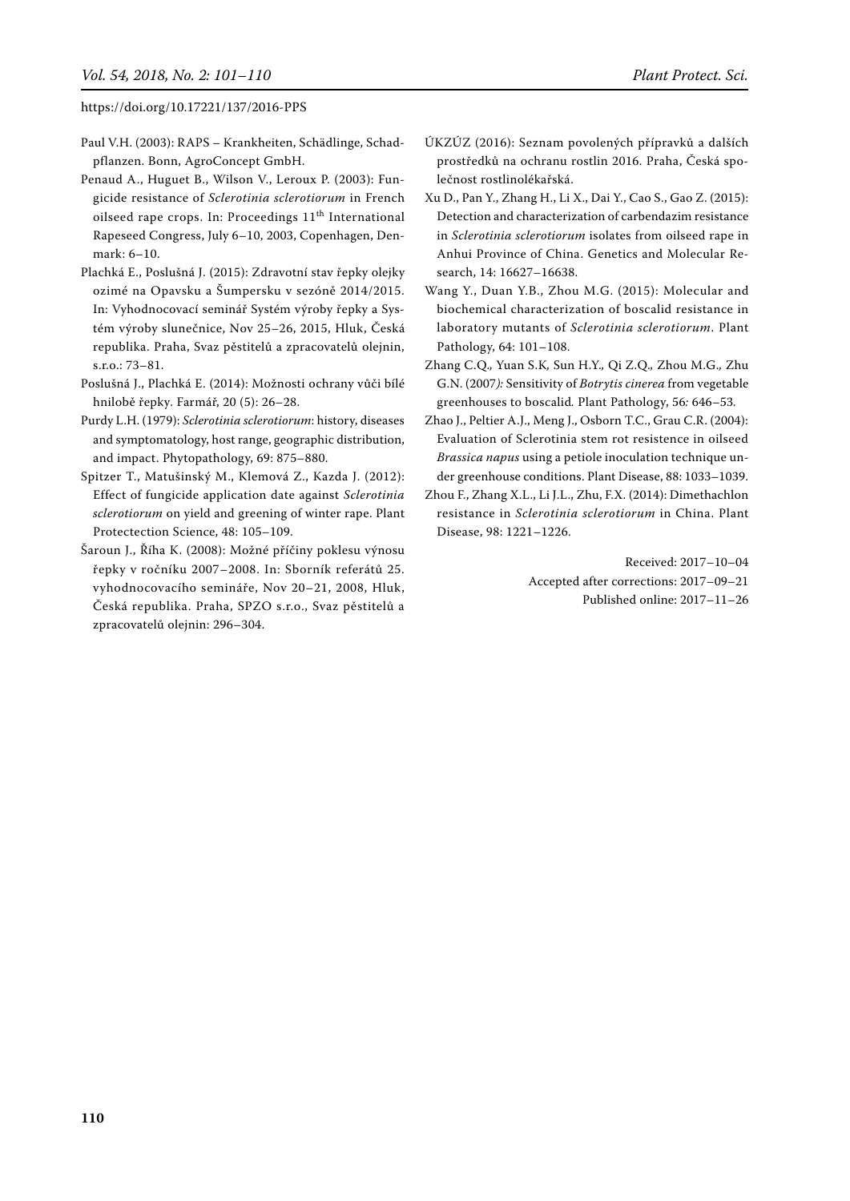Paul V.H. (2003): RAPS – Krankheiten, Schädlinge, Schadpflanzen. Bonn, AgroConcept GmbH.

Penaud A., Huguet B., Wilson V., Leroux P. (2003): Fungicide resistance of *Sclerotinia sclerotiorum* in French oilseed rape crops. In: Proceedings 11th International Rapeseed Congress, July 6–10, 2003, Copenhagen, Denmark: 6–10.

Plachká E., Poslušná J. (2015): Zdravotní stav řepky olejky ozimé na Opavsku a Šumpersku v sezóně 2014/2015. In: Vyhodnocovací seminář Systém výroby řepky a Systém výroby slunečnice, Nov 25–26, 2015, Hluk, Česká republika. Praha, Svaz pěstitelů a zpracovatelů olejnin, s.r.o.: 73–81.

Poslušná J., Plachká E. (2014): Možnosti ochrany vůči bílé hnilobě řepky. Farmář, 20 (5): 26–28.

Purdy L.H. (1979): *Sclerotinia sclerotiorum*: history, diseases and symptomatology, host range, geographic distribution, and impact. Phytopathology, 69: 875–880.

Spitzer T., Matušinský M., Klemová Z., Kazda J. (2012): Effect of fungicide application date against *Sclerotinia sclerotiorum* on yield and greening of winter rape. Plant Protectection Science, 48: 105–109.

Šaroun J., Říha K. (2008): Možné příčiny poklesu výnosu řepky v ročníku 2007–2008. In: Sborník referátů 25. vyhodnocovacího semináře, Nov 20–21, 2008, Hluk, Česká republika. Praha, SPZO s.r.o., Svaz pěstitelů a zpracovatelů olejnin: 296–304.

ÚKZÚZ (2016): Seznam povolených přípravků a dalších prostředků na ochranu rostlin 2016. Praha, Česká společnost rostlinolékařská.

Xu D., Pan Y., Zhang H., Li X., Dai Y., Cao S., Gao Z. (2015): Detection and characterization of carbendazim resistance in *Sclerotinia sclerotiorum* isolates from oilseed rape in Anhui Province of China. Genetics and Molecular Research, 14: 16627–16638.

Wang Y., Duan Y.B., Zhou M.G. (2015): Molecular and biochemical characterization of boscalid resistance in laboratory mutants of *Sclerotinia sclerotiorum*. Plant Pathology, 64: 101–108.

Zhang C.Q., Yuan S.K, Sun H.Y., Qi Z.Q., Zhou M.G., Zhu G.N. (2007): Sensitivity of *Botrytis cinerea* from vegetable greenhouses to boscalid. Plant Pathology, 56: 646–53.

Zhao J., Peltier A.J., Meng J., Osborn T.C., Grau C.R. (2004): Evaluation of Sclerotinia stem rot resistence in oilseed *Brassica napus* using a petiole inoculation technique under greenhouse conditions. Plant Disease, 88: 1033–1039.

Zhou F., Zhang X.L., Li J.L., Zhu, F.X. (2014): Dimethachlon resistance in *Sclerotinia sclerotiorum* in China. Plant Disease, 98: 1221–1226.

Received: 2017–10–04
Accepted after corrections: 2017–09–21
Published online: 2017–11–26